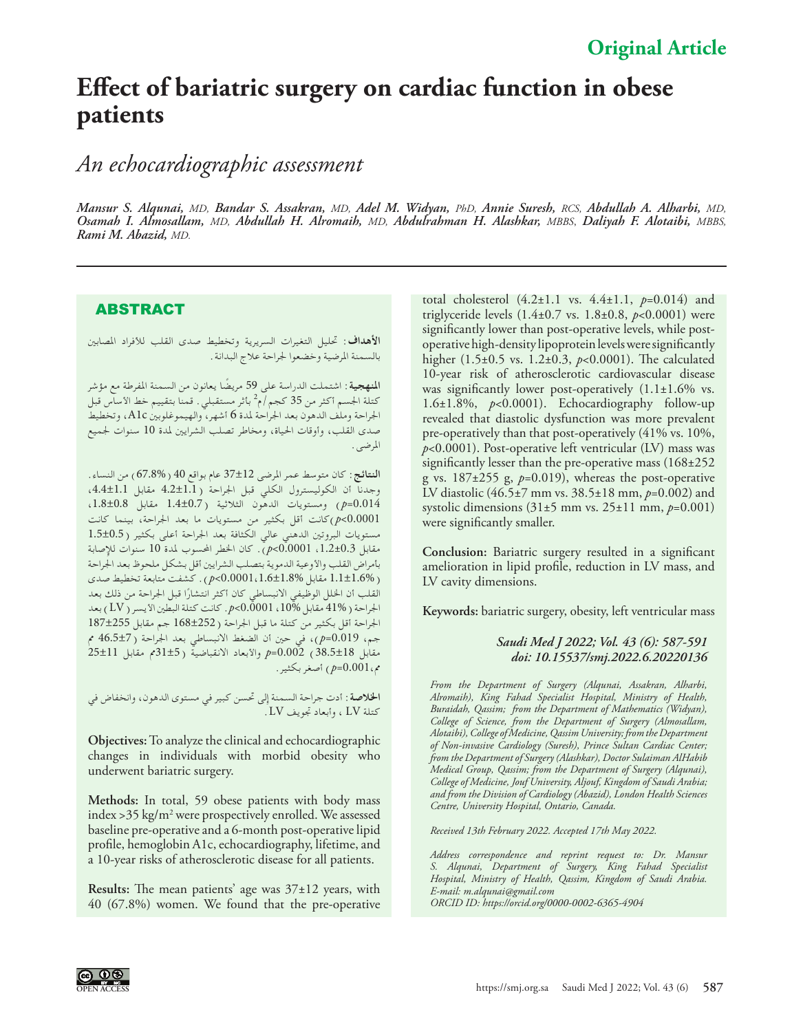**Original Article**

# Effect of bariatric surgery on cardiac function in obese patients

## *An echocardiographic assessment*

***Mansur S. Alqunai,** MD, **Bandar S. Assakran,** MD, **Adel M. Widyan,** PhD, **Annie Suresh,** RCS, **Abdullah A. Alharbi,** MD, **Osamah I. Almosallam,** MD, **Abdullah H. Alromaih,** MD, **Abdulrahman H. Alashkar,** MBBS, **Daliyah F. Alotaibi,** MBBS, **Rami M. Abazid,** MD.*

## ABSTRACT

**الأهداف**: تحليل التغيرات السريرية وتخطيط صدى القلب للأفراد المصابين بالسمنة المرضية وخضعوا لجراحة علاج البدانة.

**المنهجية**: اشتملت الدراسة على 59 مريضًا يعانون من السمنة المفرطة مع مؤشر كتلة الجسم أكثر من 35 كجم/م$^2$ بأثر مستقبلي. قمنا بتقييم خط الأساس قبل الجراحة وملف الدهون بعد الجراحة لمدة 6 أشهر، والهيموغلوبين A1c، وتخطيط صدى القلب، وأوقات الحياة، ومخاطر تصلب الشرايين لمدة 10 سنوات لجميع المرضى.

**النتائج**: كان متوسط عمر المرضى 12±37 عام بواقع 40 (67.8%) من النساء. وجدنا أن الكوليسترول الكلي قبل الجراحة (1.1±4.2 مقابل 1.1±4.4، $p$=0.014) ومستويات الدهون الثلاثية (0.7±1.4 مقابل 0.8±1.8، $p$<0.0001) كانت أقل بكثير من مستويات ما بعد الجراحة، بينما كانت مستويات البروتين الدهني عالي الكثافة بعد الجراحة أعلى بكثير (0.5±1.5 مقابل 0.3±1.2، $p$<0.0001). كان الخطر المحسوب لمدة 10 سنوات للإصابة بأمراض القلب والأوعية الدموية بتصلب الشرايين أقل بشكل ملحوظ بعد الجراحة (1.6%±1.1 مقابل 1.8%±1.6، $p$<0.0001). كشفت متابعة تخطيط صدى القلب أن الخلل الوظيفي الانبساطي كان أكثر انتشارًا قبل الجراحة من ذلك بعد الجراحة (41% مقابل 10%، $p$<0.0001). كانت كتلة البطين الأيسر (LV) بعد الجراحة أقل بكثير من كتلة ما قبل الجراحة (252±168 جم مقابل 255±187 جم، $p$=0.019)، في حين أن الضغط الانبساطي بعد الجراحة (7±46.5 مم مقابل 18±38.5، $p$=0.002) والأبعاد الانقباضية (5±31مم مقابل 11±25 مم، $p$=0.001) أصغر بكثير.

**الخلاصة**: أدت جراحة السمنة إلى تحسن كبير في مستوى الدهون، وانخفاض في كتلة LV، وأبعاد تجويف LV.

**Objectives:** To analyze the clinical and echocardiographic changes in individuals with morbid obesity who underwent bariatric surgery.

**Methods:** In total, 59 obese patients with body mass index >35 kg/m$^2$ were prospectively enrolled. We assessed baseline pre-operative and a 6-month post-operative lipid profile, hemoglobin A1c, echocardiography, lifetime, and a 10-year risks of atherosclerotic disease for all patients.

**Results:** The mean patients' age was 37±12 years, with 40 (67.8%) women. We found that the pre-operative total cholesterol (4.2±1.1 vs. 4.4±1.1, $p$=0.014) and triglyceride levels (1.4±0.7 vs. 1.8±0.8, $p$<0.0001) were significantly lower than post-operative levels, while post-operative high-density lipoprotein levels were significantly higher (1.5±0.5 vs. 1.2±0.3, $p$<0.0001). The calculated 10-year risk of atherosclerotic cardiovascular disease was significantly lower post-operatively (1.1±1.6% vs. 1.6±1.8%, $p$<0.0001). Echocardiography follow-up revealed that diastolic dysfunction was more prevalent pre-operatively than that post-operatively (41% vs. 10%, $p$<0.0001). Post-operative left ventricular (LV) mass was significantly lesser than the pre-operative mass (168±252 g vs. 187±255 g, $p$=0.019), whereas the post-operative LV diastolic (46.5±7 mm vs. 38.5±18 mm, $p$=0.002) and systolic dimensions (31±5 mm vs. 25±11 mm, $p$=0.001) were significantly smaller.

**Conclusion:** Bariatric surgery resulted in a significant amelioration in lipid profile, reduction in LV mass, and LV cavity dimensions.

**Keywords:** bariatric surgery, obesity, left ventricular mass

***Saudi Med J 2022; Vol. 43 (6): 587-591***
***doi: 10.15537/smj.2022.6.20220136***

*From the Department of Surgery (Alqunai, Assakran, Alharbi, Alromaih), King Fahad Specialist Hospital, Ministry of Health, Buraidah, Qassim; from the Department of Mathematics (Widyan), College of Science, from the Department of Surgery (Almosallam, Alotaibi), College of Medicine, Qassim University; from the Department of Non-invasive Cardiology (Suresh), Prince Sultan Cardiac Center; from the Department of Surgery (Alashkar), Doctor Sulaiman AlHabib Medical Group, Qassim; from the Department of Surgery (Alqunai), College of Medicine, Jouf University, Aljouf, Kingdom of Saudi Arabia; and from the Division of Cardiology (Abazid), London Health Sciences Centre, University Hospital, Ontario, Canada.*

*Received 13th February 2022. Accepted 17th May 2022.*

*Address correspondence and reprint request to: Dr. Mansur S. Alqunai, Department of Surgery, King Fahad Specialist Hospital, Ministry of Health, Qassim, Kingdom of Saudi Arabia. E-mail: m.alqunai@gmail.com*
*ORCID ID: https://orcid.org/0000-0002-6365-4904*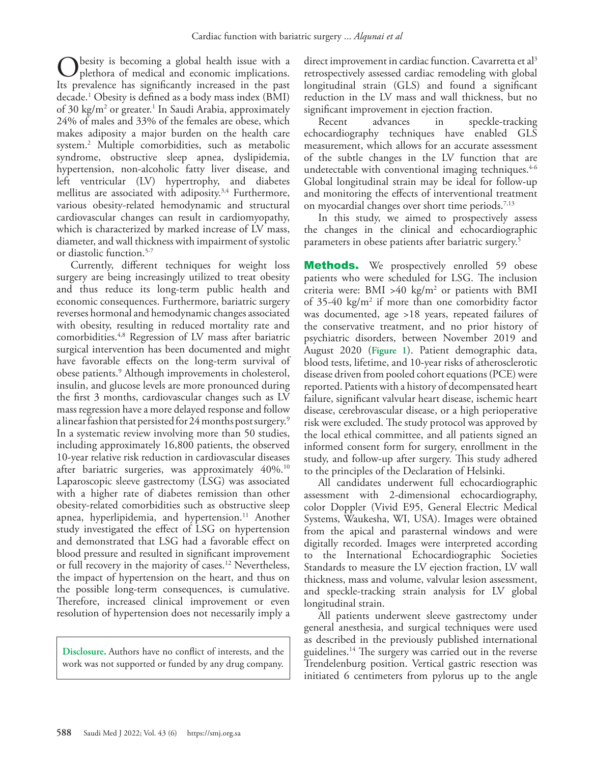Obesity is becoming a global health issue with a plethora of medical and economic implications. Its prevalence has significantly increased in the past decade.[1] Obesity is defined as a body mass index (BMI) of 30 kg/m$^2$ or greater.[1] In Saudi Arabia, approximately 24% of males and 33% of the females are obese, which makes adiposity a major burden on the health care system.[2] Multiple comorbidities, such as metabolic syndrome, obstructive sleep apnea, dyslipidemia, hypertension, non-alcoholic fatty liver disease, and left ventricular (LV) hypertrophy, and diabetes mellitus are associated with adiposity.[3,4] Furthermore, various obesity-related hemodynamic and structural cardiovascular changes can result in cardiomyopathy, which is characterized by marked increase of LV mass, diameter, and wall thickness with impairment of systolic or diastolic function.[5-7]

Currently, different techniques for weight loss surgery are being increasingly utilized to treat obesity and thus reduce its long-term public health and economic consequences. Furthermore, bariatric surgery reverses hormonal and hemodynamic changes associated with obesity, resulting in reduced mortality rate and comorbidities.[4,8] Regression of LV mass after bariatric surgical intervention has been documented and might have favorable effects on the long-term survival of obese patients.[9] Although improvements in cholesterol, insulin, and glucose levels are more pronounced during the first 3 months, cardiovascular changes such as LV mass regression have a more delayed response and follow a linear fashion that persisted for 24 months post surgery.[9] In a systematic review involving more than 50 studies, including approximately 16,800 patients, the observed 10-year relative risk reduction in cardiovascular diseases after bariatric surgeries, was approximately 40%.[10] Laparoscopic sleeve gastrectomy (LSG) was associated with a higher rate of diabetes remission than other obesity-related comorbidities such as obstructive sleep apnea, hyperlipidemia, and hypertension.[11] Another study investigated the effect of LSG on hypertension and demonstrated that LSG had a favorable effect on blood pressure and resulted in significant improvement or full recovery in the majority of cases.[12] Nevertheless, the impact of hypertension on the heart, and thus on the possible long-term consequences, is cumulative. Therefore, increased clinical improvement or even resolution of hypertension does not necessarily imply a direct improvement in cardiac function. Cavarretta et al[3] retrospectively assessed cardiac remodeling with global longitudinal strain (GLS) and found a significant reduction in the LV mass and wall thickness, but no significant improvement in ejection fraction.

Recent advances in speckle-tracking echocardiography techniques have enabled GLS measurement, which allows for an accurate assessment of the subtle changes in the LV function that are undetectable with conventional imaging techniques.[4-6] Global longitudinal strain may be ideal for follow-up and monitoring the effects of interventional treatment on myocardial changes over short time periods.[7,13]

In this study, we aimed to prospectively assess the changes in the clinical and echocardiographic parameters in obese patients after bariatric surgery.[5]

> **Disclosure.** Authors have no conflict of interests, and the work was not supported or funded by any drug company.

## Methods.

We prospectively enrolled 59 obese patients who were scheduled for LSG. The inclusion criteria were: BMI >40 kg/m$^2$ or patients with BMI of 35-40 kg/m$^2$ if more than one comorbidity factor was documented, age >18 years, repeated failures of the conservative treatment, and no prior history of psychiatric disorders, between November 2019 and August 2020 (**Figure 1**). Patient demographic data, blood tests, lifetime, and 10-year risks of atherosclerotic disease driven from pooled cohort equations (PCE) were reported. Patients with a history of decompensated heart failure, significant valvular heart disease, ischemic heart disease, cerebrovascular disease, or a high perioperative risk were excluded. The study protocol was approved by the local ethical committee, and all patients signed an informed consent form for surgery, enrollment in the study, and follow-up after surgery. This study adhered to the principles of the Declaration of Helsinki.

All candidates underwent full echocardiographic assessment with 2-dimensional echocardiography, color Doppler (Vivid E95, General Electric Medical Systems, Waukesha, WI, USA). Images were obtained from the apical and parasternal windows and were digitally recorded. Images were interpreted according to the International Echocardiographic Societies Standards to measure the LV ejection fraction, LV wall thickness, mass and volume, valvular lesion assessment, and speckle-tracking strain analysis for LV global longitudinal strain.

All patients underwent sleeve gastrectomy under general anesthesia, and surgical techniques were used as described in the previously published international guidelines.[14] The surgery was carried out in the reverse Trendelenburg position. Vertical gastric resection was initiated 6 centimeters from pylorus up to the angle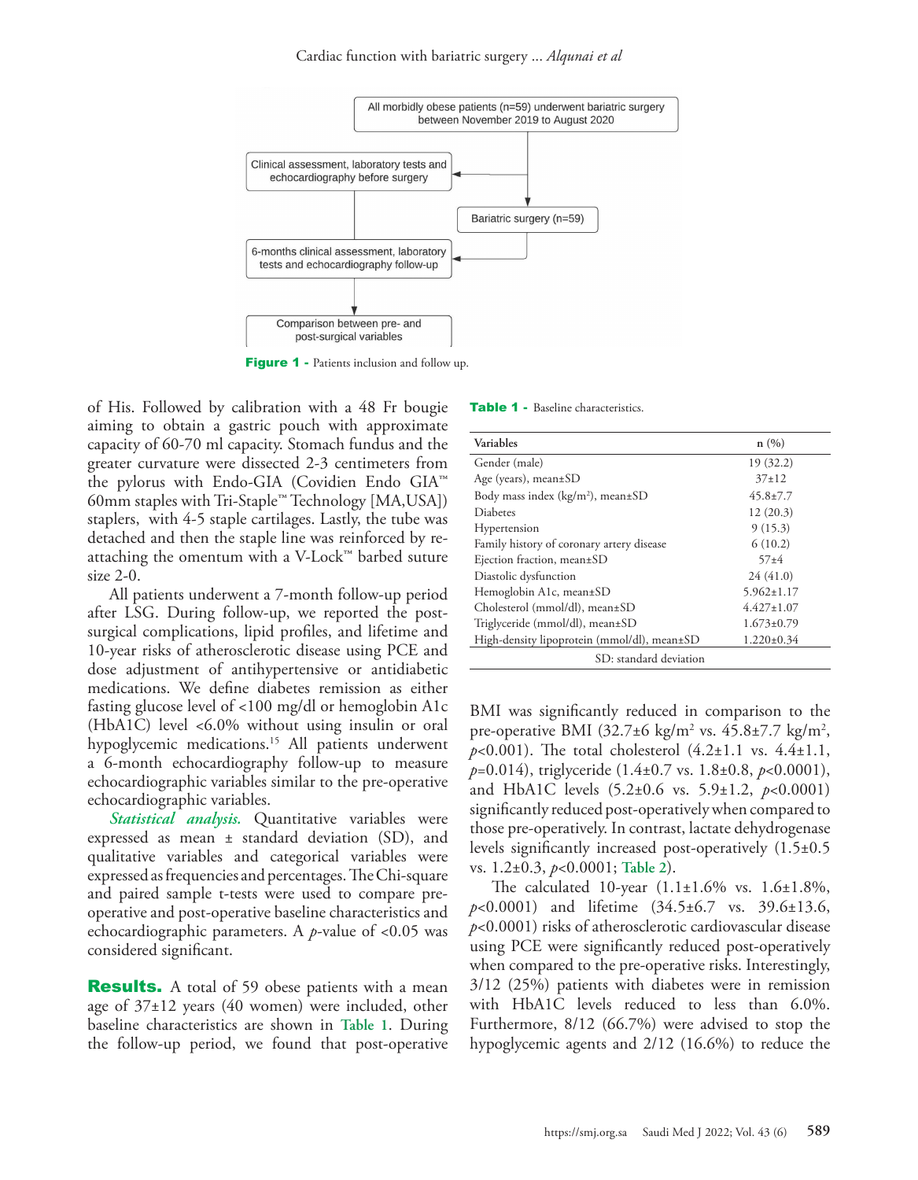All morbidly obese patients (n=59) underwent bariatric surgery between November 2019 to August 2020

Clinical assessment, laboratory tests and echocardiography before surgery

Bariatric surgery (n=59)

6-months clinical assessment, laboratory tests and echocardiography follow-up

Comparison between pre- and post-surgical variables

**Figure 1 -** Patients inclusion and follow up.

of His. Followed by calibration with a 48 Fr bougie aiming to obtain a gastric pouch with approximate capacity of 60-70 ml capacity. Stomach fundus and the greater curvature were dissected 2-3 centimeters from the pylorus with Endo-GIA (Covidien Endo GIA™ 60mm staples with Tri-Staple™ Technology [MA,USA]) staplers, with 4-5 staple cartilages. Lastly, the tube was detached and then the staple line was reinforced by re-attaching the omentum with a V-Lock™ barbed suture size 2-0.

All patients underwent a 7-month follow-up period after LSG. During follow-up, we reported the post-surgical complications, lipid profiles, and lifetime and 10-year risks of atherosclerotic disease using PCE and dose adjustment of antihypertensive or antidiabetic medications. We define diabetes remission as either fasting glucose level of <100 mg/dl or hemoglobin A1c (HbA1C) level <6.0% without using insulin or oral hypoglycemic medications.[15] All patients underwent a 6-month echocardiography follow-up to measure echocardiographic variables similar to the pre-operative echocardiographic variables.

***Statistical analysis.*** Quantitative variables were expressed as mean ± standard deviation (SD), and qualitative variables and categorical variables were expressed as frequencies and percentages. The Chi-square and paired sample t-tests were used to compare pre-operative and post-operative baseline characteristics and echocardiographic parameters. A $p$-value of <0.05 was considered significant.

**Results.** A total of 59 obese patients with a mean age of 37±12 years (40 women) were included, other baseline characteristics are shown in Table 1. During the follow-up period, we found that post-operative BMI was significantly reduced in comparison to the pre-operative BMI (32.7±6 kg/m$^2$ vs. 45.8±7.7 kg/m$^2$, $p$<0.001). The total cholesterol (4.2±1.1 vs. 4.4±1.1, $p$=0.014), triglyceride (1.4±0.7 vs. 1.8±0.8, $p$<0.0001), and HbA1C levels (5.2±0.6 vs. 5.9±1.2, $p$<0.0001) significantly reduced post-operatively when compared to those pre-operatively. In contrast, lactate dehydrogenase levels significantly increased post-operatively (1.5±0.5 vs. 1.2±0.3, $p$<0.0001; Table 2).

The calculated 10-year (1.1±1.6% vs. 1.6±1.8%, $p$<0.0001) and lifetime (34.5±6.7 vs. 39.6±13.6, $p$<0.0001) risks of atherosclerotic cardiovascular disease using PCE were significantly reduced post-operatively when compared to the pre-operative risks. Interestingly, 3/12 (25%) patients with diabetes were in remission with HbA1C levels reduced to less than 6.0%. Furthermore, 8/12 (66.7%) were advised to stop the hypoglycemic agents and 2/12 (16.6%) to reduce the

**Table 1 -** Baseline characteristics.

| Variables | n (%) |
|---|---|
| Gender (male) | 19 (32.2) |
| Age (years), mean±SD | 37±12 |
| Body mass index (kg/m$^2$), mean±SD | 45.8±7.7 |
| Diabetes | 12 (20.3) |
| Hypertension | 9 (15.3) |
| Family history of coronary artery disease | 6 (10.2) |
| Ejection fraction, mean±SD | 57±4 |
| Diastolic dysfunction | 24 (41.0) |
| Hemoglobin A1c, mean±SD | 5.962±1.17 |
| Cholesterol (mmol/dl), mean±SD | 4.427±1.07 |
| Triglyceride (mmol/dl), mean±SD | 1.673±0.79 |
| High-density lipoprotein (mmol/dl), mean±SD | 1.220±0.34 |

SD: standard deviation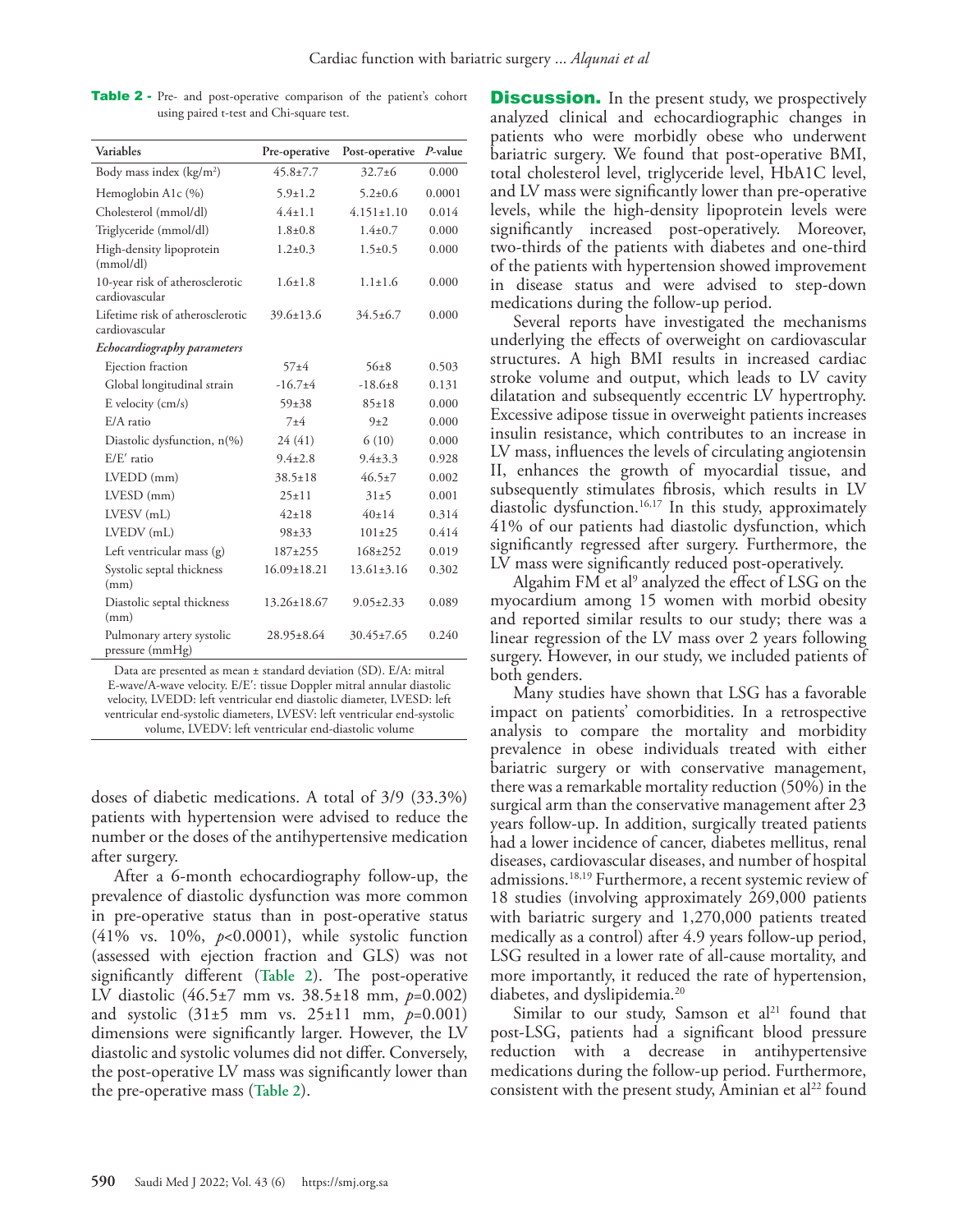**Table 2 -** Pre- and post-operative comparison of the patient's cohort using paired t-test and Chi-square test.

| Variables | Pre-operative | Post-operative | *P*-value |
|---|---|---|---|
| Body mass index (kg/m$^2$) | 45.8±7.7 | 32.7±6 | 0.000 |
| Hemoglobin A1c (%) | 5.9±1.2 | 5.2±0.6 | 0.0001 |
| Cholesterol (mmol/dl) | 4.4±1.1 | 4.151±1.10 | 0.014 |
| Triglyceride (mmol/dl) | 1.8±0.8 | 1.4±0.7 | 0.000 |
| High-density lipoprotein (mmol/dl) | 1.2±0.3 | 1.5±0.5 | 0.000 |
| 10-year risk of atherosclerotic cardiovascular | 1.6±1.8 | 1.1±1.6 | 0.000 |
| Lifetime risk of atherosclerotic cardiovascular | 39.6±13.6 | 34.5±6.7 | 0.000 |
| *Echocardiography parameters* | | | |
| Ejection fraction | 57±4 | 56±8 | 0.503 |
| Global longitudinal strain | -16.7±4 | -18.6±8 | 0.131 |
| E velocity (cm/s) | 59±38 | 85±18 | 0.000 |
| E/A ratio | 7±4 | 9±2 | 0.000 |
| Diastolic dysfunction, n(%) | 24 (41) | 6 (10) | 0.000 |
| E/E′ ratio | 9.4±2.8 | 9.4±3.3 | 0.928 |
| LVEDD (mm) | 38.5±18 | 46.5±7 | 0.002 |
| LVESD (mm) | 25±11 | 31±5 | 0.001 |
| LVESV (mL) | 42±18 | 40±14 | 0.314 |
| LVEDV (mL) | 98±33 | 101±25 | 0.414 |
| Left ventricular mass (g) | 187±255 | 168±252 | 0.019 |
| Systolic septal thickness (mm) | 16.09±18.21 | 13.61±3.16 | 0.302 |
| Diastolic septal thickness (mm) | 13.26±18.67 | 9.05±2.33 | 0.089 |
| Pulmonary artery systolic pressure (mmHg) | 28.95±8.64 | 30.45±7.65 | 0.240 |

Data are presented as mean ± standard deviation (SD). E/A: mitral E-wave/A-wave velocity. E/E′: tissue Doppler mitral annular diastolic velocity, LVEDD: left ventricular end diastolic diameter, LVESD: left ventricular end-systolic diameters, LVESV: left ventricular end-systolic volume, LVEDV: left ventricular end-diastolic volume

doses of diabetic medications. A total of 3/9 (33.3%) patients with hypertension were advised to reduce the number or the doses of the antihypertensive medication after surgery.

After a 6-month echocardiography follow-up, the prevalence of diastolic dysfunction was more common in pre-operative status than in post-operative status (41% vs. 10%, $p<0.0001$), while systolic function (assessed with ejection fraction and GLS) was not significantly different (**Table 2**). The post-operative LV diastolic (46.5±7 mm vs. 38.5±18 mm, $p=0.002$) and systolic (31±5 mm vs. 25±11 mm, $p=0.001$) dimensions were significantly larger. However, the LV diastolic and systolic volumes did not differ. Conversely, the post-operative LV mass was significantly lower than the pre-operative mass (**Table 2**).

**Discussion.** In the present study, we prospectively analyzed clinical and echocardiographic changes in patients who were morbidly obese who underwent bariatric surgery. We found that post-operative BMI, total cholesterol level, triglyceride level, HbA1C level, and LV mass were significantly lower than pre-operative levels, while the high-density lipoprotein levels were significantly increased post-operatively. Moreover, two-thirds of the patients with diabetes and one-third of the patients with hypertension showed improvement in disease status and were advised to step-down medications during the follow-up period.

Several reports have investigated the mechanisms underlying the effects of overweight on cardiovascular structures. A high BMI results in increased cardiac stroke volume and output, which leads to LV cavity dilatation and subsequently eccentric LV hypertrophy. Excessive adipose tissue in overweight patients increases insulin resistance, which contributes to an increase in LV mass, influences the levels of circulating angiotensin II, enhances the growth of myocardial tissue, and subsequently stimulates fibrosis, which results in LV diastolic dysfunction.[16,17] In this study, approximately 41% of our patients had diastolic dysfunction, which significantly regressed after surgery. Furthermore, the LV mass were significantly reduced post-operatively.

Algahim FM et al[9] analyzed the effect of LSG on the myocardium among 15 women with morbid obesity and reported similar results to our study; there was a linear regression of the LV mass over 2 years following surgery. However, in our study, we included patients of both genders.

Many studies have shown that LSG has a favorable impact on patients' comorbidities. In a retrospective analysis to compare the mortality and morbidity prevalence in obese individuals treated with either bariatric surgery or with conservative management, there was a remarkable mortality reduction (50%) in the surgical arm than the conservative management after 23 years follow-up. In addition, surgically treated patients had a lower incidence of cancer, diabetes mellitus, renal diseases, cardiovascular diseases, and number of hospital admissions.[18,19] Furthermore, a recent systemic review of 18 studies (involving approximately 269,000 patients with bariatric surgery and 1,270,000 patients treated medically as a control) after 4.9 years follow-up period, LSG resulted in a lower rate of all-cause mortality, and more importantly, it reduced the rate of hypertension, diabetes, and dyslipidemia.[20]

Similar to our study, Samson et al[21] found that post-LSG, patients had a significant blood pressure reduction with a decrease in antihypertensive medications during the follow-up period. Furthermore, consistent with the present study, Aminian et al[22] found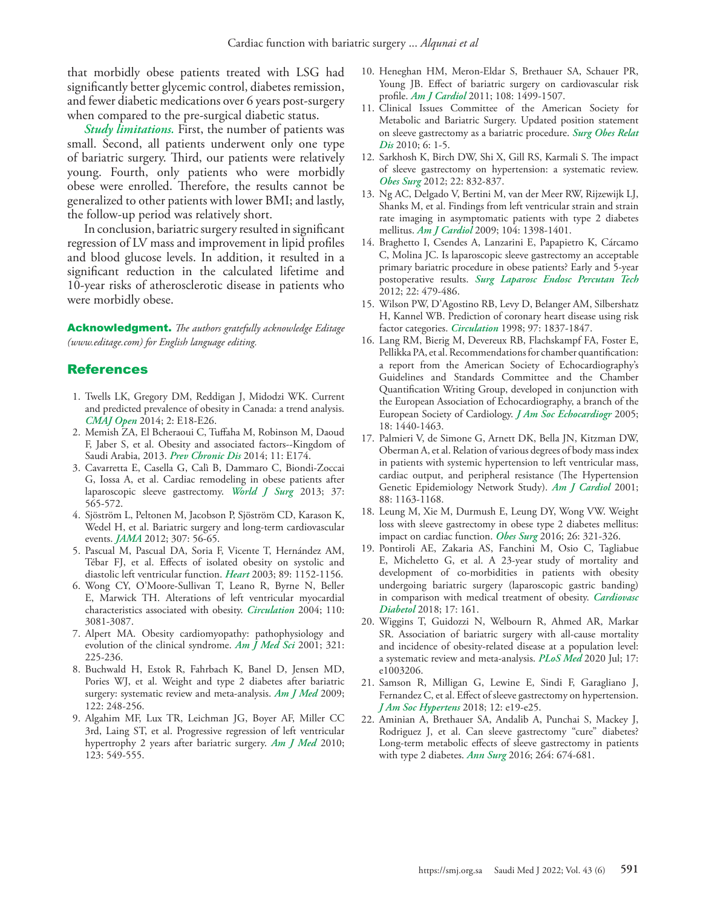that morbidly obese patients treated with LSG had significantly better glycemic control, diabetes remission, and fewer diabetic medications over 6 years post-surgery when compared to the pre-surgical diabetic status.

***Study limitations.*** First, the number of patients was small. Second, all patients underwent only one type of bariatric surgery. Third, our patients were relatively young. Fourth, only patients who were morbidly obese were enrolled. Therefore, the results cannot be generalized to other patients with lower BMI; and lastly, the follow-up period was relatively short.

In conclusion, bariatric surgery resulted in significant regression of LV mass and improvement in lipid profiles and blood glucose levels. In addition, it resulted in a significant reduction in the calculated lifetime and 10-year risks of atherosclerotic disease in patients who were morbidly obese.

**Acknowledgment.** *The authors gratefully acknowledge Editage (www.editage.com) for English language editing.*

## References

1. Twells LK, Gregory DM, Reddigan J, Midodzi WK. Current and predicted prevalence of obesity in Canada: a trend analysis. *CMAJ Open* 2014; 2: E18-E26.
2. Memish ZA, El Bcheraoui C, Tuffaha M, Robinson M, Daoud F, Jaber S, et al. Obesity and associated factors--Kingdom of Saudi Arabia, 2013. *Prev Chronic Dis* 2014; 11: E174.
3. Cavarretta E, Casella G, Calì B, Dammaro C, Biondi-Zoccai G, Iossa A, et al. Cardiac remodeling in obese patients after laparoscopic sleeve gastrectomy. *World J Surg* 2013; 37: 565-572.
4. Sjöström L, Peltonen M, Jacobson P, Sjöström CD, Karason K, Wedel H, et al. Bariatric surgery and long-term cardiovascular events. *JAMA* 2012; 307: 56-65.
5. Pascual M, Pascual DA, Soria F, Vicente T, Hernández AM, Tébar FJ, et al. Effects of isolated obesity on systolic and diastolic left ventricular function. *Heart* 2003; 89: 1152-1156.
6. Wong CY, O'Moore-Sullivan T, Leano R, Byrne N, Beller E, Marwick TH. Alterations of left ventricular myocardial characteristics associated with obesity. *Circulation* 2004; 110: 3081-3087.
7. Alpert MA. Obesity cardiomyopathy: pathophysiology and evolution of the clinical syndrome. *Am J Med Sci* 2001; 321: 225-236.
8. Buchwald H, Estok R, Fahrbach K, Banel D, Jensen MD, Pories WJ, et al. Weight and type 2 diabetes after bariatric surgery: systematic review and meta-analysis. *Am J Med* 2009; 122: 248-256.
9. Algahim MF, Lux TR, Leichman JG, Boyer AF, Miller CC 3rd, Laing ST, et al. Progressive regression of left ventricular hypertrophy 2 years after bariatric surgery. *Am J Med* 2010; 123: 549-555.
10. Heneghan HM, Meron-Eldar S, Brethauer SA, Schauer PR, Young JB. Effect of bariatric surgery on cardiovascular risk profile. *Am J Cardiol* 2011; 108: 1499-1507.
11. Clinical Issues Committee of the American Society for Metabolic and Bariatric Surgery. Updated position statement on sleeve gastrectomy as a bariatric procedure. *Surg Obes Relat Dis* 2010; 6: 1-5.
12. Sarkhosh K, Birch DW, Shi X, Gill RS, Karmali S. The impact of sleeve gastrectomy on hypertension: a systematic review. *Obes Surg* 2012; 22: 832-837.
13. Ng AC, Delgado V, Bertini M, van der Meer RW, Rijzewijk LJ, Shanks M, et al. Findings from left ventricular strain and strain rate imaging in asymptomatic patients with type 2 diabetes mellitus. *Am J Cardiol* 2009; 104: 1398-1401.
14. Braghetto I, Csendes A, Lanzarini E, Papapietro K, Cárcamo C, Molina JC. Is laparoscopic sleeve gastrectomy an acceptable primary bariatric procedure in obese patients? Early and 5-year postoperative results. *Surg Laparosc Endosc Percutan Tech* 2012; 22: 479-486.
15. Wilson PW, D'Agostino RB, Levy D, Belanger AM, Silbershatz H, Kannel WB. Prediction of coronary heart disease using risk factor categories. *Circulation* 1998; 97: 1837-1847.
16. Lang RM, Bierig M, Devereux RB, Flachskampf FA, Foster E, Pellikka PA, et al. Recommendations for chamber quantification: a report from the American Society of Echocardiography's Guidelines and Standards Committee and the Chamber Quantification Writing Group, developed in conjunction with the European Association of Echocardiography, a branch of the European Society of Cardiology. *J Am Soc Echocardiogr* 2005; 18: 1440-1463.
17. Palmieri V, de Simone G, Arnett DK, Bella JN, Kitzman DW, Oberman A, et al. Relation of various degrees of body mass index in patients with systemic hypertension to left ventricular mass, cardiac output, and peripheral resistance (The Hypertension Genetic Epidemiology Network Study). *Am J Cardiol* 2001; 88: 1163-1168.
18. Leung M, Xie M, Durmush E, Leung DY, Wong VW. Weight loss with sleeve gastrectomy in obese type 2 diabetes mellitus: impact on cardiac function. *Obes Surg* 2016; 26: 321-326.
19. Pontiroli AE, Zakaria AS, Fanchini M, Osio C, Tagliabue E, Micheletto G, et al. A 23-year study of mortality and development of co-morbidities in patients with obesity undergoing bariatric surgery (laparoscopic gastric banding) in comparison with medical treatment of obesity. *Cardiovasc Diabetol* 2018; 17: 161.
20. Wiggins T, Guidozzi N, Welbourn R, Ahmed AR, Markar SR. Association of bariatric surgery with all-cause mortality and incidence of obesity-related disease at a population level: a systematic review and meta-analysis. *PLoS Med* 2020 Jul; 17: e1003206.
21. Samson R, Milligan G, Lewine E, Sindi F, Garagliano J, Fernandez C, et al. Effect of sleeve gastrectomy on hypertension. *J Am Soc Hypertens* 2018; 12: e19-e25.
22. Aminian A, Brethauer SA, Andalib A, Punchai S, Mackey J, Rodriguez J, et al. Can sleeve gastrectomy "cure" diabetes? Long-term metabolic effects of sleeve gastrectomy in patients with type 2 diabetes. *Ann Surg* 2016; 264: 674-681.